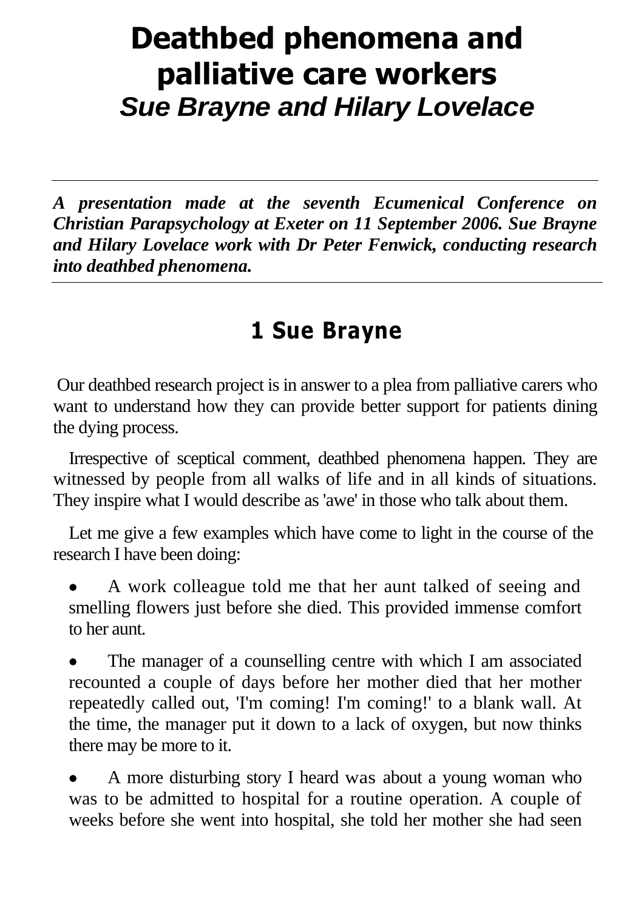# Deathbed phenomena and palliative care workers

## *Sue Brayne and Hilary Lovelace*

---

***A presentation made at the seventh Ecumenical Conference on Christian Parapsychology at Exeter on 11 September 2006. Sue Brayne and Hilary Lovelace work with Dr Peter Fenwick, conducting research into deathbed phenomena.***

---

## 1 Sue Brayne

Our deathbed research project is in answer to a plea from palliative carers who want to understand how they can provide better support for patients dining the dying process.

Irrespective of sceptical comment, deathbed phenomena happen. They are witnessed by people from all walks of life and in all kinds of situations. They inspire what I would describe as 'awe' in those who talk about them.

Let me give a few examples which have come to light in the course of the research I have been doing:

- A work colleague told me that her aunt talked of seeing and smelling flowers just before she died. This provided immense comfort to her aunt.
- The manager of a counselling centre with which I am associated recounted a couple of days before her mother died that her mother repeatedly called out, 'I'm coming! I'm coming!' to a blank wall. At the time, the manager put it down to a lack of oxygen, but now thinks there may be more to it.
- A more disturbing story I heard was about a young woman who was to be admitted to hospital for a routine operation. A couple of weeks before she went into hospital, she told her mother she had seen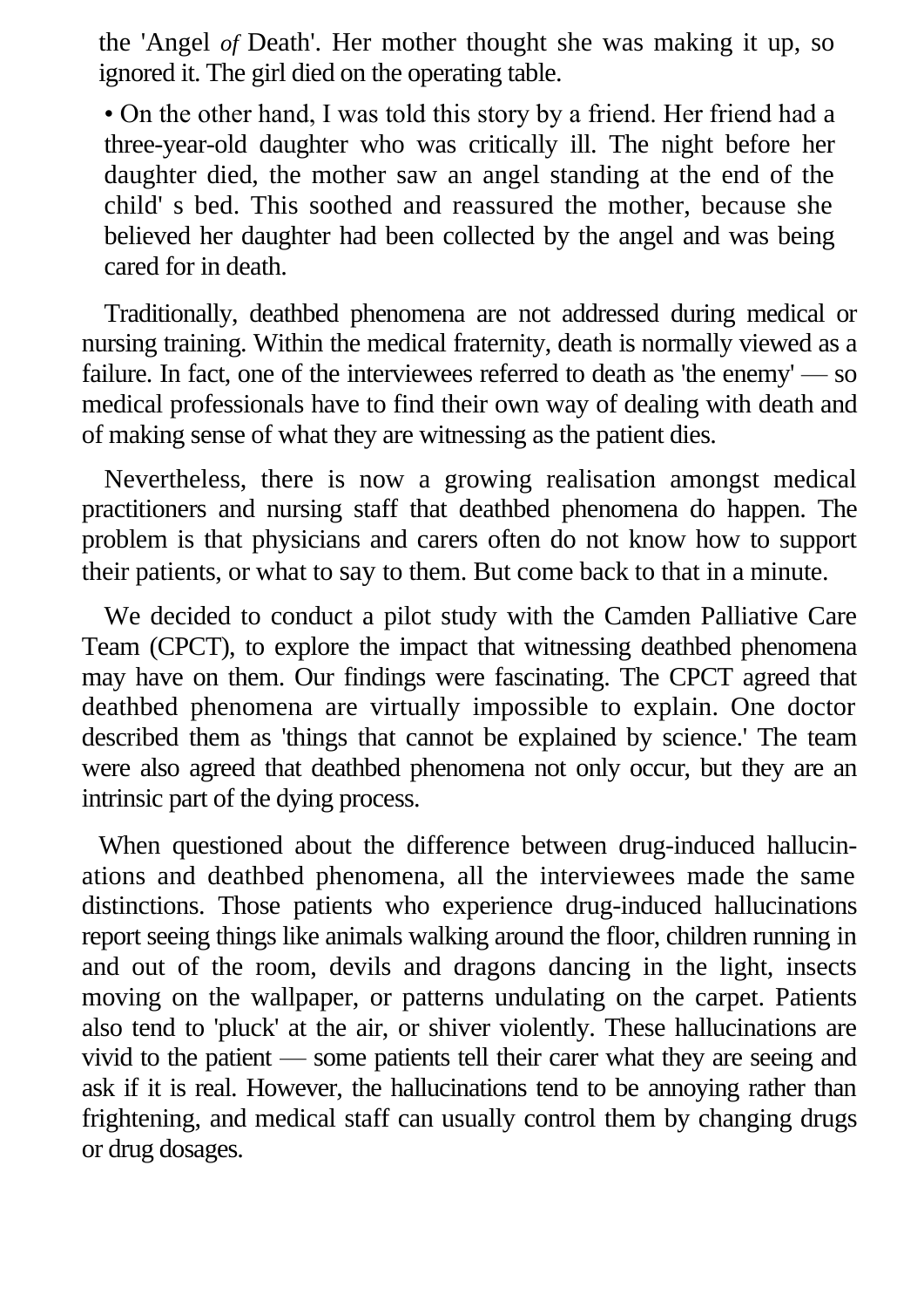the 'Angel *of* Death'. Her mother thought she was making it up, so ignored it. The girl died on the operating table.

- On the other hand, I was told this story by a friend. Her friend had a three-year-old daughter who was critically ill. The night before her daughter died, the mother saw an angel standing at the end of the child' s bed. This soothed and reassured the mother, because she believed her daughter had been collected by the angel and was being cared for in death.

Traditionally, deathbed phenomena are not addressed during medical or nursing training. Within the medical fraternity, death is normally viewed as a failure. In fact, one of the interviewees referred to death as 'the enemy' — so medical professionals have to find their own way of dealing with death and of making sense of what they are witnessing as the patient dies.

Nevertheless, there is now a growing realisation amongst medical practitioners and nursing staff that deathbed phenomena do happen. The problem is that physicians and carers often do not know how to support their patients, or what to say to them. But come back to that in a minute.

We decided to conduct a pilot study with the Camden Palliative Care Team (CPCT), to explore the impact that witnessing deathbed phenomena may have on them. Our findings were fascinating. The CPCT agreed that deathbed phenomena are virtually impossible to explain. One doctor described them as 'things that cannot be explained by science.' The team were also agreed that deathbed phenomena not only occur, but they are an intrinsic part of the dying process.

When questioned about the difference between drug-induced hallucinations and deathbed phenomena, all the interviewees made the same distinctions. Those patients who experience drug-induced hallucinations report seeing things like animals walking around the floor, children running in and out of the room, devils and dragons dancing in the light, insects moving on the wallpaper, or patterns undulating on the carpet. Patients also tend to 'pluck' at the air, or shiver violently. These hallucinations are vivid to the patient — some patients tell their carer what they are seeing and ask if it is real. However, the hallucinations tend to be annoying rather than frightening, and medical staff can usually control them by changing drugs or drug dosages.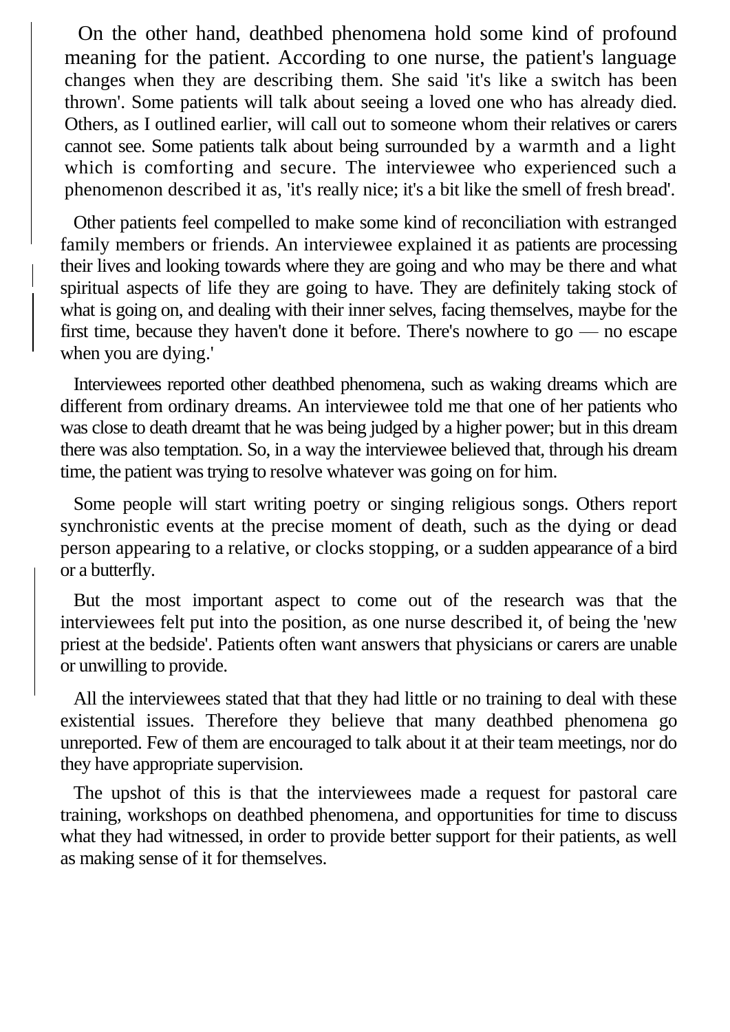On the other hand, deathbed phenomena hold some kind of profound meaning for the patient. According to one nurse, the patient's language changes when they are describing them. She said 'it's like a switch has been thrown'. Some patients will talk about seeing a loved one who has already died. Others, as I outlined earlier, will call out to someone whom their relatives or carers cannot see. Some patients talk about being surrounded by a warmth and a light which is comforting and secure. The interviewee who experienced such a phenomenon described it as, 'it's really nice; it's a bit like the smell of fresh bread'.

Other patients feel compelled to make some kind of reconciliation with estranged family members or friends. An interviewee explained it as patients are processing their lives and looking towards where they are going and who may be there and what spiritual aspects of life they are going to have. They are definitely taking stock of what is going on, and dealing with their inner selves, facing themselves, maybe for the first time, because they haven't done it before. There's nowhere to go — no escape when you are dying.'

Interviewees reported other deathbed phenomena, such as waking dreams which are different from ordinary dreams. An interviewee told me that one of her patients who was close to death dreamt that he was being judged by a higher power; but in this dream there was also temptation. So, in a way the interviewee believed that, through his dream time, the patient was trying to resolve whatever was going on for him.

Some people will start writing poetry or singing religious songs. Others report synchronistic events at the precise moment of death, such as the dying or dead person appearing to a relative, or clocks stopping, or a sudden appearance of a bird or a butterfly.

But the most important aspect to come out of the research was that the interviewees felt put into the position, as one nurse described it, of being the 'new priest at the bedside'. Patients often want answers that physicians or carers are unable or unwilling to provide.

All the interviewees stated that that they had little or no training to deal with these existential issues. Therefore they believe that many deathbed phenomena go unreported. Few of them are encouraged to talk about it at their team meetings, nor do they have appropriate supervision.

The upshot of this is that the interviewees made a request for pastoral care training, workshops on deathbed phenomena, and opportunities for time to discuss what they had witnessed, in order to provide better support for their patients, as well as making sense of it for themselves.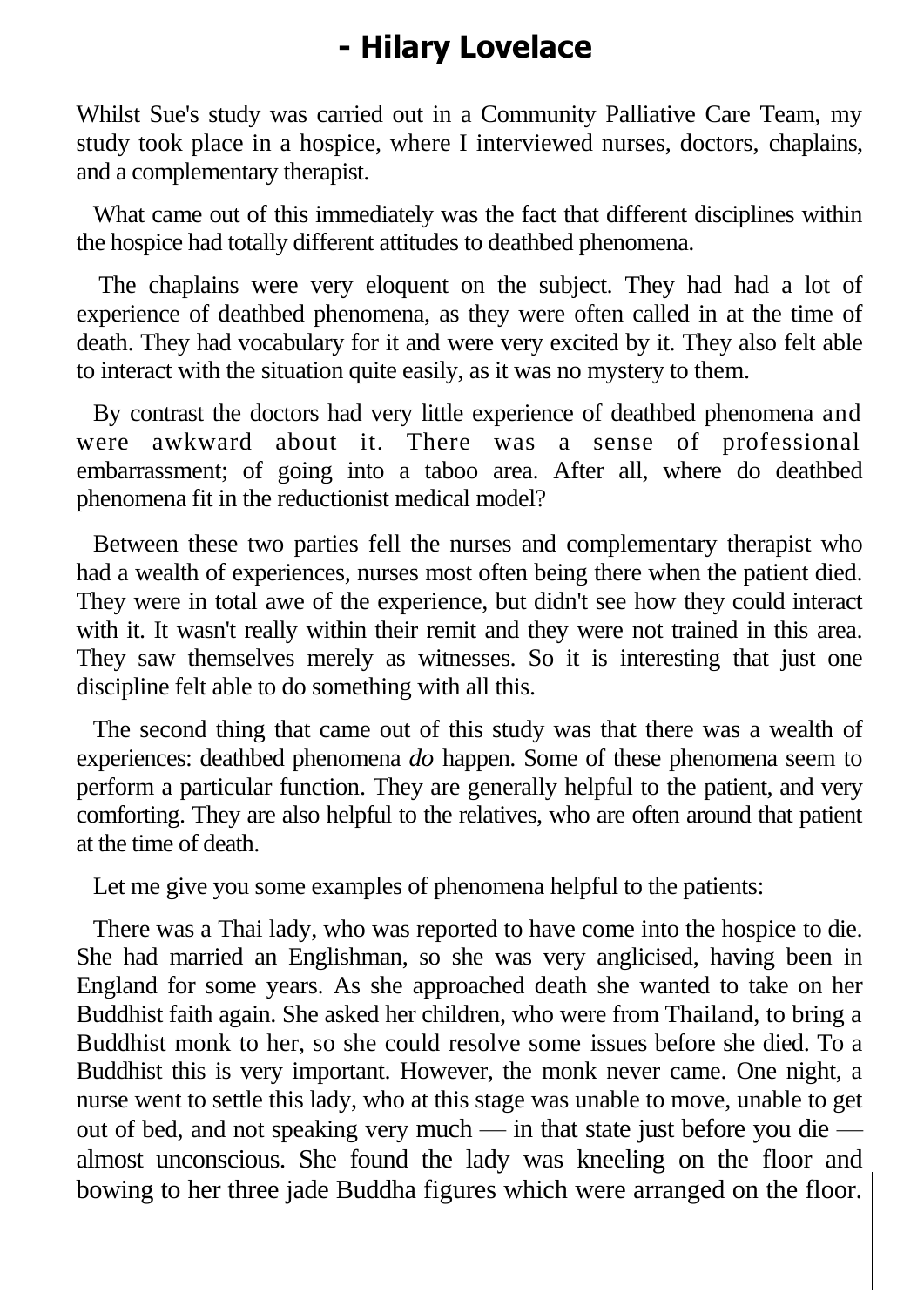## - Hilary Lovelace

Whilst Sue's study was carried out in a Community Palliative Care Team, my study took place in a hospice, where I interviewed nurses, doctors, chaplains, and a complementary therapist.

What came out of this immediately was the fact that different disciplines within the hospice had totally different attitudes to deathbed phenomena.

The chaplains were very eloquent on the subject. They had had a lot of experience of deathbed phenomena, as they were often called in at the time of death. They had vocabulary for it and were very excited by it. They also felt able to interact with the situation quite easily, as it was no mystery to them.

By contrast the doctors had very little experience of deathbed phenomena and were awkward about it. There was a sense of professional embarrassment; of going into a taboo area. After all, where do deathbed phenomena fit in the reductionist medical model?

Between these two parties fell the nurses and complementary therapist who had a wealth of experiences, nurses most often being there when the patient died. They were in total awe of the experience, but didn't see how they could interact with it. It wasn't really within their remit and they were not trained in this area. They saw themselves merely as witnesses. So it is interesting that just one discipline felt able to do something with all this.

The second thing that came out of this study was that there was a wealth of experiences: deathbed phenomena *do* happen. Some of these phenomena seem to perform a particular function. They are generally helpful to the patient, and very comforting. They are also helpful to the relatives, who are often around that patient at the time of death.

Let me give you some examples of phenomena helpful to the patients:

There was a Thai lady, who was reported to have come into the hospice to die. She had married an Englishman, so she was very anglicised, having been in England for some years. As she approached death she wanted to take on her Buddhist faith again. She asked her children, who were from Thailand, to bring a Buddhist monk to her, so she could resolve some issues before she died. To a Buddhist this is very important. However, the monk never came. One night, a nurse went to settle this lady, who at this stage was unable to move, unable to get out of bed, and not speaking very much — in that state just before you die — almost unconscious. She found the lady was kneeling on the floor and bowing to her three jade Buddha figures which were arranged on the floor.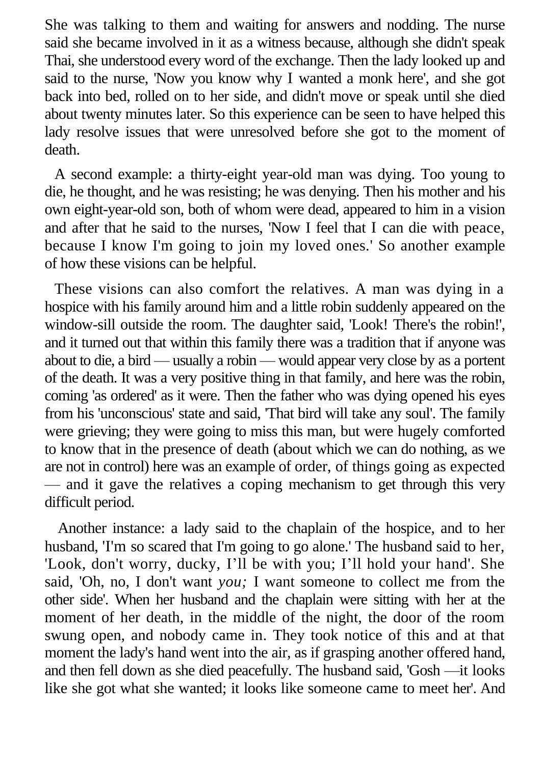She was talking to them and waiting for answers and nodding. The nurse said she became involved in it as a witness because, although she didn't speak Thai, she understood every word of the exchange. Then the lady looked up and said to the nurse, 'Now you know why I wanted a monk here', and she got back into bed, rolled on to her side, and didn't move or speak until she died about twenty minutes later. So this experience can be seen to have helped this lady resolve issues that were unresolved before she got to the moment of death.

A second example: a thirty-eight year-old man was dying. Too young to die, he thought, and he was resisting; he was denying. Then his mother and his own eight-year-old son, both of whom were dead, appeared to him in a vision and after that he said to the nurses, 'Now I feel that I can die with peace, because I know I'm going to join my loved ones.' So another example of how these visions can be helpful.

These visions can also comfort the relatives. A man was dying in a hospice with his family around him and a little robin suddenly appeared on the window-sill outside the room. The daughter said, 'Look! There's the robin!', and it turned out that within this family there was a tradition that if anyone was about to die, a bird — usually a robin — would appear very close by as a portent of the death. It was a very positive thing in that family, and here was the robin, coming 'as ordered' as it were. Then the father who was dying opened his eyes from his 'unconscious' state and said, 'That bird will take any soul'. The family were grieving; they were going to miss this man, but were hugely comforted to know that in the presence of death (about which we can do nothing, as we are not in control) here was an example of order, of things going as expected — and it gave the relatives a coping mechanism to get through this very difficult period.

Another instance: a lady said to the chaplain of the hospice, and to her husband, 'I'm so scared that I'm going to go alone.' The husband said to her, 'Look, don't worry, ducky, I'll be with you; I'll hold your hand'. She said, 'Oh, no, I don't want *you;* I want someone to collect me from the other side'. When her husband and the chaplain were sitting with her at the moment of her death, in the middle of the night, the door of the room swung open, and nobody came in. They took notice of this and at that moment the lady's hand went into the air, as if grasping another offered hand, and then fell down as she died peacefully. The husband said, 'Gosh —it looks like she got what she wanted; it looks like someone came to meet her'. And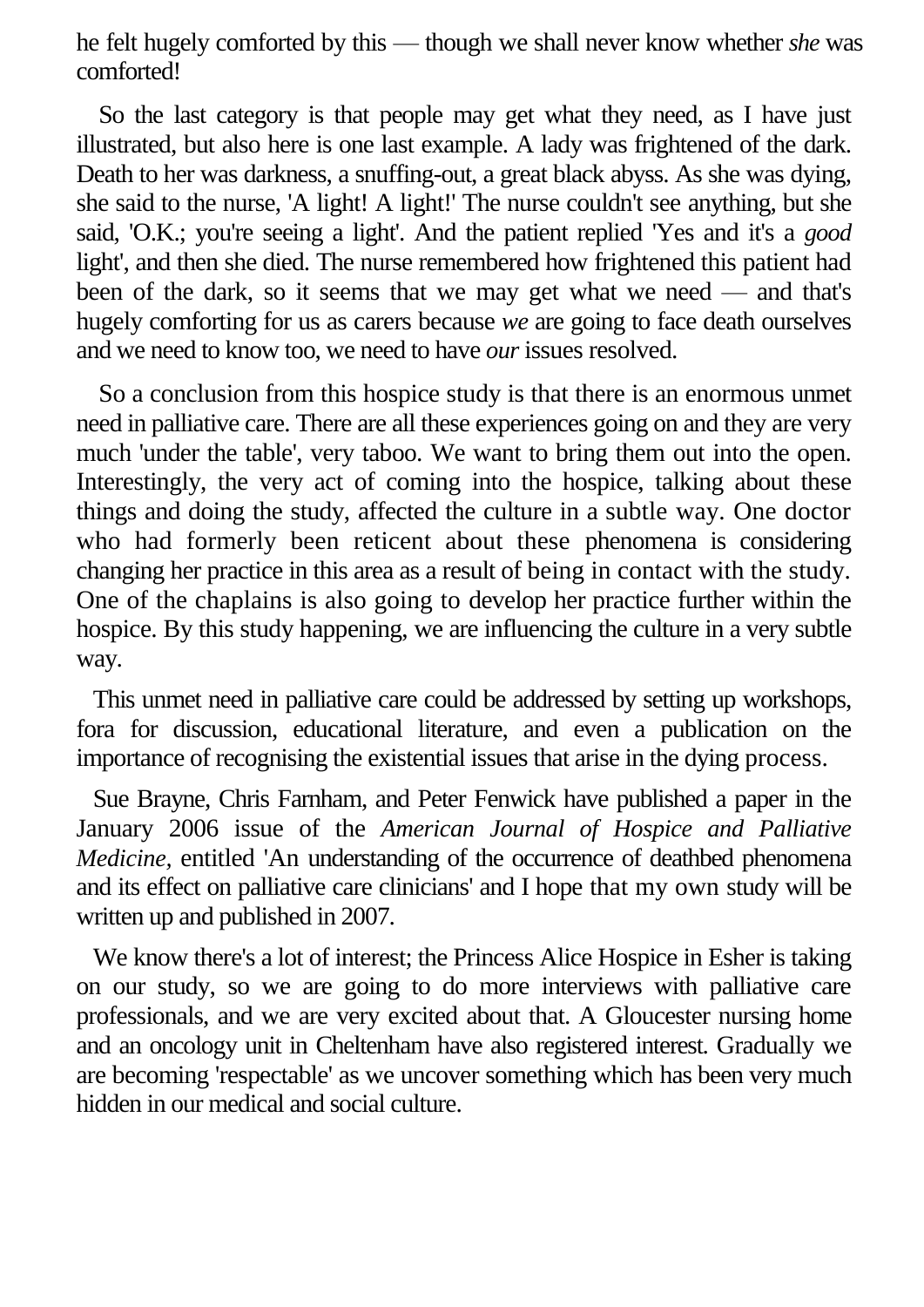he felt hugely comforted by this — though we shall never know whether *she* was comforted!

So the last category is that people may get what they need, as I have just illustrated, but also here is one last example. A lady was frightened of the dark. Death to her was darkness, a snuffing-out, a great black abyss. As she was dying, she said to the nurse, 'A light! A light!' The nurse couldn't see anything, but she said, 'O.K.; you're seeing a light'. And the patient replied 'Yes and it's a *good* light', and then she died. The nurse remembered how frightened this patient had been of the dark, so it seems that we may get what we need — and that's hugely comforting for us as carers because *we* are going to face death ourselves and we need to know too, we need to have *our* issues resolved.

So a conclusion from this hospice study is that there is an enormous unmet need in palliative care. There are all these experiences going on and they are very much 'under the table', very taboo. We want to bring them out into the open. Interestingly, the very act of coming into the hospice, talking about these things and doing the study, affected the culture in a subtle way. One doctor who had formerly been reticent about these phenomena is considering changing her practice in this area as a result of being in contact with the study. One of the chaplains is also going to develop her practice further within the hospice. By this study happening, we are influencing the culture in a very subtle way.

This unmet need in palliative care could be addressed by setting up workshops, fora for discussion, educational literature, and even a publication on the importance of recognising the existential issues that arise in the dying process.

Sue Brayne, Chris Farnham, and Peter Fenwick have published a paper in the January 2006 issue of the *American Journal of Hospice and Palliative Medicine*, entitled 'An understanding of the occurrence of deathbed phenomena and its effect on palliative care clinicians' and I hope that my own study will be written up and published in 2007.

We know there's a lot of interest; the Princess Alice Hospice in Esher is taking on our study, so we are going to do more interviews with palliative care professionals, and we are very excited about that. A Gloucester nursing home and an oncology unit in Cheltenham have also registered interest. Gradually we are becoming 'respectable' as we uncover something which has been very much hidden in our medical and social culture.